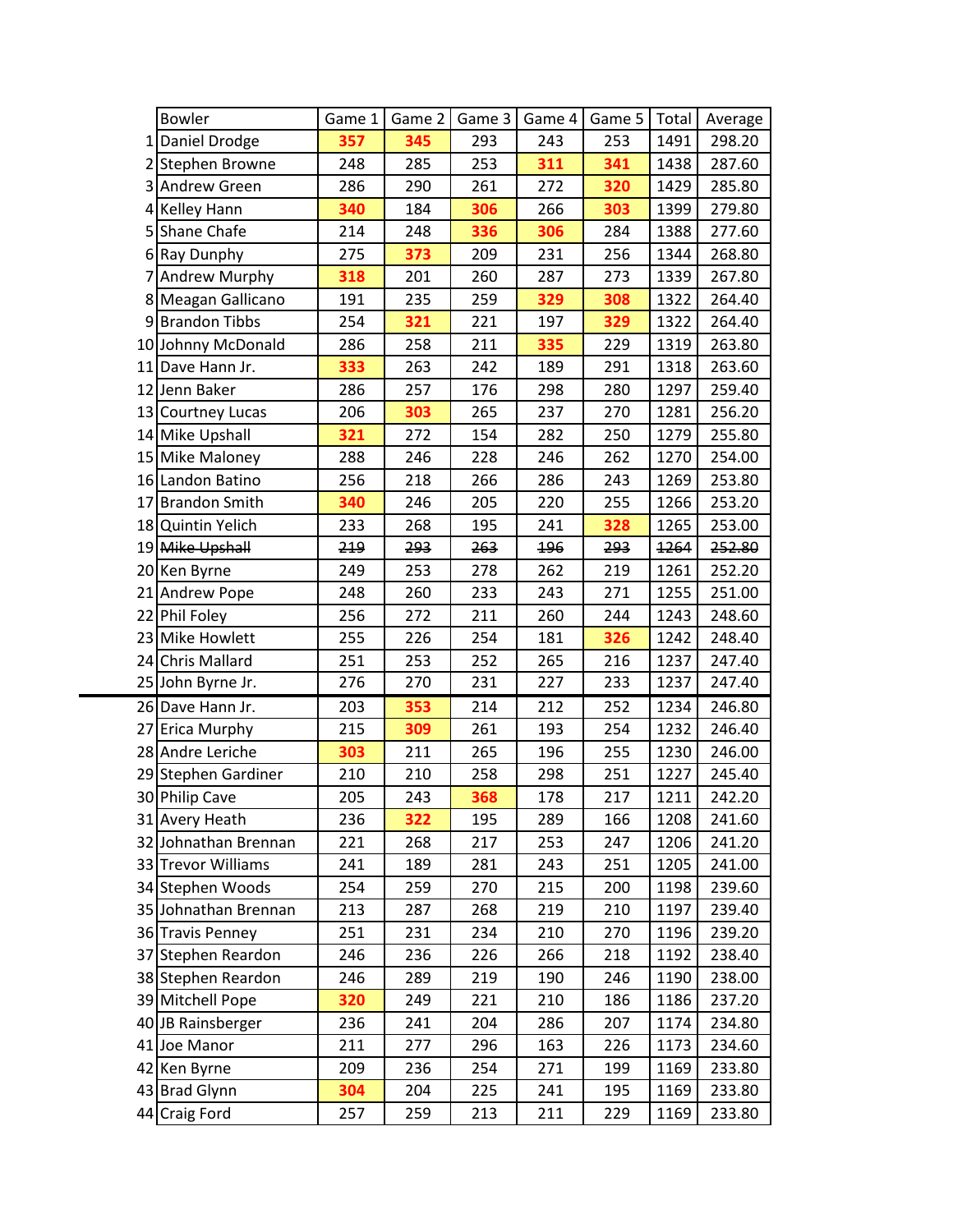| | Bowler | Game 1 | Game 2 | Game 3 | Game 4 | Game 5 | Total | Average |
|---|---|---|---|---|---|---|---|---|
| 1 | Daniel Drodge | **357** | **345** | 293 | 243 | 253 | 1491 | 298.20 |
| 2 | Stephen Browne | 248 | 285 | 253 | **311** | **341** | 1438 | 287.60 |
| 3 | Andrew Green | 286 | 290 | 261 | 272 | **320** | 1429 | 285.80 |
| 4 | Kelley Hann | **340** | 184 | **306** | 266 | **303** | 1399 | 279.80 |
| 5 | Shane Chafe | 214 | 248 | **336** | **306** | 284 | 1388 | 277.60 |
| 6 | Ray Dunphy | 275 | **373** | 209 | 231 | 256 | 1344 | 268.80 |
| 7 | Andrew Murphy | **318** | 201 | 260 | 287 | 273 | 1339 | 267.80 |
| 8 | Meagan Gallicano | 191 | 235 | 259 | **329** | **308** | 1322 | 264.40 |
| 9 | Brandon Tibbs | 254 | **321** | 221 | 197 | **329** | 1322 | 264.40 |
| 10 | Johnny McDonald | 286 | 258 | 211 | **335** | 229 | 1319 | 263.80 |
| 11 | Dave Hann Jr. | **333** | 263 | 242 | 189 | 291 | 1318 | 263.60 |
| 12 | Jenn Baker | 286 | 257 | 176 | 298 | 280 | 1297 | 259.40 |
| 13 | Courtney Lucas | 206 | **303** | 265 | 237 | 270 | 1281 | 256.20 |
| 14 | Mike Upshall | **321** | 272 | 154 | 282 | 250 | 1279 | 255.80 |
| 15 | Mike Maloney | 288 | 246 | 228 | 246 | 262 | 1270 | 254.00 |
| 16 | Landon Batino | 256 | 218 | 266 | 286 | 243 | 1269 | 253.80 |
| 17 | Brandon Smith | **340** | 246 | 205 | 220 | 255 | 1266 | 253.20 |
| 18 | Quintin Yelich | 233 | 268 | 195 | 241 | **328** | 1265 | 253.00 |
| 19 | ~~Mike Upshall~~ | ~~219~~ | ~~293~~ | ~~263~~ | ~~196~~ | ~~293~~ | ~~1264~~ | ~~252.80~~ |
| 20 | Ken Byrne | 249 | 253 | 278 | 262 | 219 | 1261 | 252.20 |
| 21 | Andrew Pope | 248 | 260 | 233 | 243 | 271 | 1255 | 251.00 |
| 22 | Phil Foley | 256 | 272 | 211 | 260 | 244 | 1243 | 248.60 |
| 23 | Mike Howlett | 255 | 226 | 254 | 181 | **326** | 1242 | 248.40 |
| 24 | Chris Mallard | 251 | 253 | 252 | 265 | 216 | 1237 | 247.40 |
| 25 | John Byrne Jr. | 276 | 270 | 231 | 227 | 233 | 1237 | 247.40 |
| 26 | Dave Hann Jr. | 203 | **353** | 214 | 212 | 252 | 1234 | 246.80 |
| 27 | Erica Murphy | 215 | **309** | 261 | 193 | 254 | 1232 | 246.40 |
| 28 | Andre Leriche | **303** | 211 | 265 | 196 | 255 | 1230 | 246.00 |
| 29 | Stephen Gardiner | 210 | 210 | 258 | 298 | 251 | 1227 | 245.40 |
| 30 | Philip Cave | 205 | 243 | **368** | 178 | 217 | 1211 | 242.20 |
| 31 | Avery Heath | 236 | **322** | 195 | 289 | 166 | 1208 | 241.60 |
| 32 | Johnathan Brennan | 221 | 268 | 217 | 253 | 247 | 1206 | 241.20 |
| 33 | Trevor Williams | 241 | 189 | 281 | 243 | 251 | 1205 | 241.00 |
| 34 | Stephen Woods | 254 | 259 | 270 | 215 | 200 | 1198 | 239.60 |
| 35 | Johnathan Brennan | 213 | 287 | 268 | 219 | 210 | 1197 | 239.40 |
| 36 | Travis Penney | 251 | 231 | 234 | 210 | 270 | 1196 | 239.20 |
| 37 | Stephen Reardon | 246 | 236 | 226 | 266 | 218 | 1192 | 238.40 |
| 38 | Stephen Reardon | 246 | 289 | 219 | 190 | 246 | 1190 | 238.00 |
| 39 | Mitchell Pope | **320** | 249 | 221 | 210 | 186 | 1186 | 237.20 |
| 40 | JB Rainsberger | 236 | 241 | 204 | 286 | 207 | 1174 | 234.80 |
| 41 | Joe Manor | 211 | 277 | 296 | 163 | 226 | 1173 | 234.60 |
| 42 | Ken Byrne | 209 | 236 | 254 | 271 | 199 | 1169 | 233.80 |
| 43 | Brad Glynn | **304** | 204 | 225 | 241 | 195 | 1169 | 233.80 |
| 44 | Craig Ford | 257 | 259 | 213 | 211 | 229 | 1169 | 233.80 |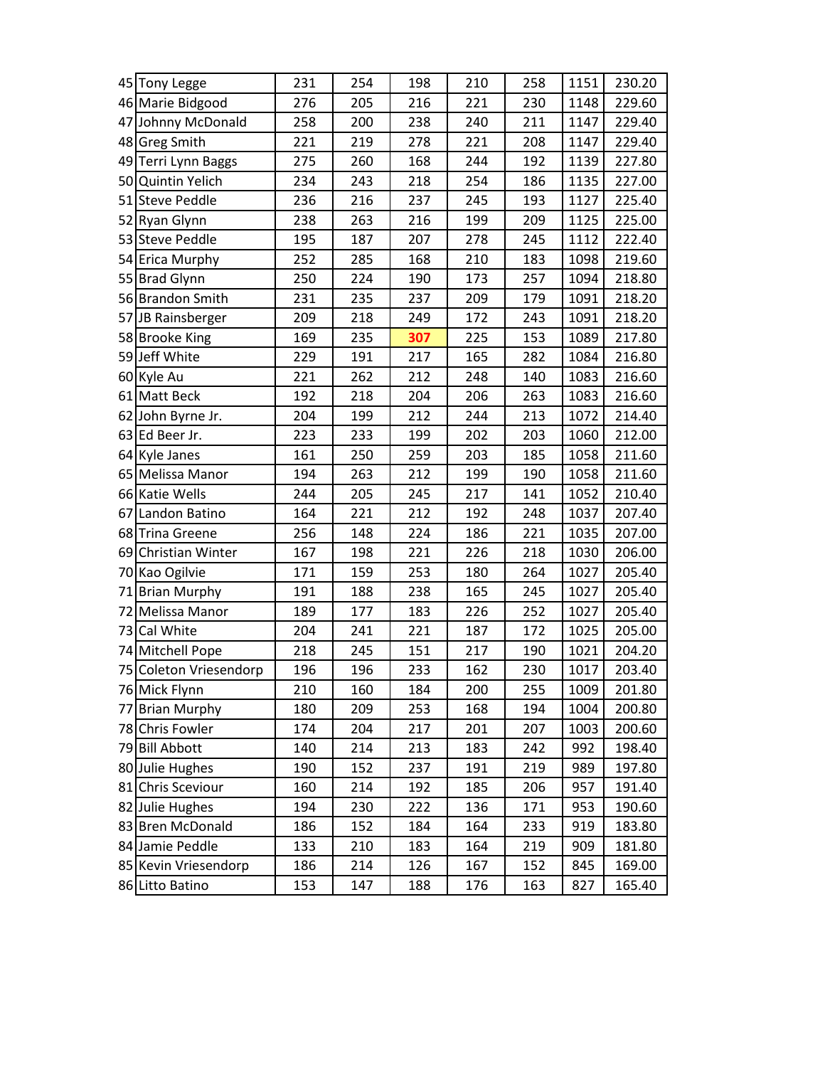| | | | | | | | | |
|---|---|---|---|---|---|---|---|---|
| 45 | Tony Legge | 231 | 254 | 198 | 210 | 258 | 1151 | 230.20 |
| 46 | Marie Bidgood | 276 | 205 | 216 | 221 | 230 | 1148 | 229.60 |
| 47 | Johnny McDonald | 258 | 200 | 238 | 240 | 211 | 1147 | 229.40 |
| 48 | Greg Smith | 221 | 219 | 278 | 221 | 208 | 1147 | 229.40 |
| 49 | Terri Lynn Baggs | 275 | 260 | 168 | 244 | 192 | 1139 | 227.80 |
| 50 | Quintin Yelich | 234 | 243 | 218 | 254 | 186 | 1135 | 227.00 |
| 51 | Steve Peddle | 236 | 216 | 237 | 245 | 193 | 1127 | 225.40 |
| 52 | Ryan Glynn | 238 | 263 | 216 | 199 | 209 | 1125 | 225.00 |
| 53 | Steve Peddle | 195 | 187 | 207 | 278 | 245 | 1112 | 222.40 |
| 54 | Erica Murphy | 252 | 285 | 168 | 210 | 183 | 1098 | 219.60 |
| 55 | Brad Glynn | 250 | 224 | 190 | 173 | 257 | 1094 | 218.80 |
| 56 | Brandon Smith | 231 | 235 | 237 | 209 | 179 | 1091 | 218.20 |
| 57 | JB Rainsberger | 209 | 218 | 249 | 172 | 243 | 1091 | 218.20 |
| 58 | Brooke King | 169 | 235 | 307 | 225 | 153 | 1089 | 217.80 |
| 59 | Jeff White | 229 | 191 | 217 | 165 | 282 | 1084 | 216.80 |
| 60 | Kyle Au | 221 | 262 | 212 | 248 | 140 | 1083 | 216.60 |
| 61 | Matt Beck | 192 | 218 | 204 | 206 | 263 | 1083 | 216.60 |
| 62 | John Byrne Jr. | 204 | 199 | 212 | 244 | 213 | 1072 | 214.40 |
| 63 | Ed Beer Jr. | 223 | 233 | 199 | 202 | 203 | 1060 | 212.00 |
| 64 | Kyle Janes | 161 | 250 | 259 | 203 | 185 | 1058 | 211.60 |
| 65 | Melissa Manor | 194 | 263 | 212 | 199 | 190 | 1058 | 211.60 |
| 66 | Katie Wells | 244 | 205 | 245 | 217 | 141 | 1052 | 210.40 |
| 67 | Landon Batino | 164 | 221 | 212 | 192 | 248 | 1037 | 207.40 |
| 68 | Trina Greene | 256 | 148 | 224 | 186 | 221 | 1035 | 207.00 |
| 69 | Christian Winter | 167 | 198 | 221 | 226 | 218 | 1030 | 206.00 |
| 70 | Kao Ogilvie | 171 | 159 | 253 | 180 | 264 | 1027 | 205.40 |
| 71 | Brian Murphy | 191 | 188 | 238 | 165 | 245 | 1027 | 205.40 |
| 72 | Melissa Manor | 189 | 177 | 183 | 226 | 252 | 1027 | 205.40 |
| 73 | Cal White | 204 | 241 | 221 | 187 | 172 | 1025 | 205.00 |
| 74 | Mitchell Pope | 218 | 245 | 151 | 217 | 190 | 1021 | 204.20 |
| 75 | Coleton Vriesendorp | 196 | 196 | 233 | 162 | 230 | 1017 | 203.40 |
| 76 | Mick Flynn | 210 | 160 | 184 | 200 | 255 | 1009 | 201.80 |
| 77 | Brian Murphy | 180 | 209 | 253 | 168 | 194 | 1004 | 200.80 |
| 78 | Chris Fowler | 174 | 204 | 217 | 201 | 207 | 1003 | 200.60 |
| 79 | Bill Abbott | 140 | 214 | 213 | 183 | 242 | 992 | 198.40 |
| 80 | Julie Hughes | 190 | 152 | 237 | 191 | 219 | 989 | 197.80 |
| 81 | Chris Sceviour | 160 | 214 | 192 | 185 | 206 | 957 | 191.40 |
| 82 | Julie Hughes | 194 | 230 | 222 | 136 | 171 | 953 | 190.60 |
| 83 | Bren McDonald | 186 | 152 | 184 | 164 | 233 | 919 | 183.80 |
| 84 | Jamie Peddle | 133 | 210 | 183 | 164 | 219 | 909 | 181.80 |
| 85 | Kevin Vriesendorp | 186 | 214 | 126 | 167 | 152 | 845 | 169.00 |
| 86 | Litto Batino | 153 | 147 | 188 | 176 | 163 | 827 | 165.40 |